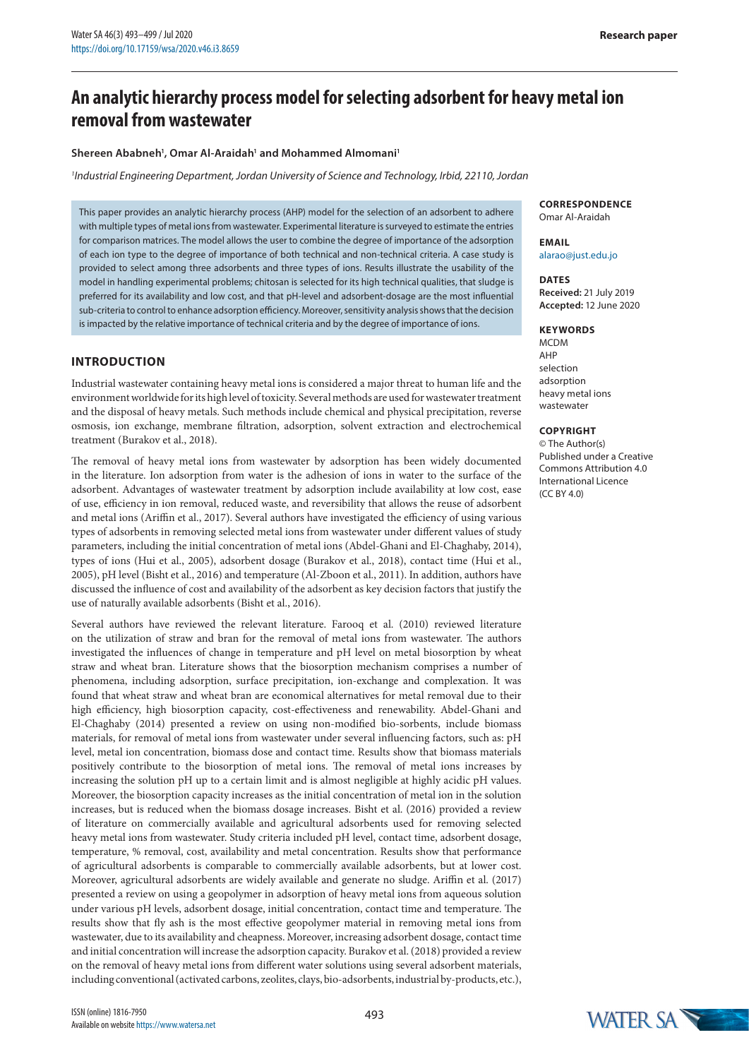# An analytic hierarchy process model for selecting adsorbent for heavy metal ion removal from wastewater

**Shereen Ababneh[1], Omar Al-Araidah[1] and Mohammed Almomani[1]**

[1] *Industrial Engineering Department, Jordan University of Science and Technology, Irbid, 22110, Jordan*

This paper provides an analytic hierarchy process (AHP) model for the selection of an adsorbent to adhere with multiple types of metal ions from wastewater. Experimental literature is surveyed to estimate the entries for comparison matrices. The model allows the user to combine the degree of importance of the adsorption of each ion type to the degree of importance of both technical and non-technical criteria. A case study is provided to select among three adsorbents and three types of ions. Results illustrate the usability of the model in handling experimental problems; chitosan is selected for its high technical qualities, that sludge is preferred for its availability and low cost, and that pH-level and adsorbent-dosage are the most influential sub-criteria to control to enhance adsorption efficiency. Moreover, sensitivity analysis shows that the decision is impacted by the relative importance of technical criteria and by the degree of importance of ions.

**CORRESPONDENCE**
Omar Al-Araidah

**EMAIL**
alarao@just.edu.jo

**DATES**
**Received:** 21 July 2019
**Accepted:** 12 June 2020

**KEYWORDS**
MCDM
AHP
selection
adsorption
heavy metal ions
wastewater

**COPYRIGHT**
© The Author(s)
Published under a Creative Commons Attribution 4.0 International Licence (CC BY 4.0)

## INTRODUCTION

Industrial wastewater containing heavy metal ions is considered a major threat to human life and the environment worldwide for its high level of toxicity. Several methods are used for wastewater treatment and the disposal of heavy metals. Such methods include chemical and physical precipitation, reverse osmosis, ion exchange, membrane filtration, adsorption, solvent extraction and electrochemical treatment (Burakov et al., 2018).

The removal of heavy metal ions from wastewater by adsorption has been widely documented in the literature. Ion adsorption from water is the adhesion of ions in water to the surface of the adsorbent. Advantages of wastewater treatment by adsorption include availability at low cost, ease of use, efficiency in ion removal, reduced waste, and reversibility that allows the reuse of adsorbent and metal ions (Ariffin et al., 2017). Several authors have investigated the efficiency of using various types of adsorbents in removing selected metal ions from wastewater under different values of study parameters, including the initial concentration of metal ions (Abdel-Ghani and El-Chaghaby, 2014), types of ions (Hui et al., 2005), adsorbent dosage (Burakov et al., 2018), contact time (Hui et al., 2005), pH level (Bisht et al., 2016) and temperature (Al-Zboon et al., 2011). In addition, authors have discussed the influence of cost and availability of the adsorbent as key decision factors that justify the use of naturally available adsorbents (Bisht et al., 2016).

Several authors have reviewed the relevant literature. Farooq et al. (2010) reviewed literature on the utilization of straw and bran for the removal of metal ions from wastewater. The authors investigated the influences of change in temperature and pH level on metal biosorption by wheat straw and wheat bran. Literature shows that the biosorption mechanism comprises a number of phenomena, including adsorption, surface precipitation, ion-exchange and complexation. It was found that wheat straw and wheat bran are economical alternatives for metal removal due to their high efficiency, high biosorption capacity, cost-effectiveness and renewability. Abdel-Ghani and El-Chaghaby (2014) presented a review on using non-modified bio-sorbents, include biomass materials, for removal of metal ions from wastewater under several influencing factors, such as: pH level, metal ion concentration, biomass dose and contact time. Results show that biomass materials positively contribute to the biosorption of metal ions. The removal of metal ions increases by increasing the solution pH up to a certain limit and is almost negligible at highly acidic pH values. Moreover, the biosorption capacity increases as the initial concentration of metal ion in the solution increases, but is reduced when the biomass dosage increases. Bisht et al. (2016) provided a review of literature on commercially available and agricultural adsorbents used for removing selected heavy metal ions from wastewater. Study criteria included pH level, contact time, adsorbent dosage, temperature, % removal, cost, availability and metal concentration. Results show that performance of agricultural adsorbents is comparable to commercially available adsorbents, but at lower cost. Moreover, agricultural adsorbents are widely available and generate no sludge. Ariffin et al. (2017) presented a review on using a geopolymer in adsorption of heavy metal ions from aqueous solution under various pH levels, adsorbent dosage, initial concentration, contact time and temperature. The results show that fly ash is the most effective geopolymer material in removing metal ions from wastewater, due to its availability and cheapness. Moreover, increasing adsorbent dosage, contact time and initial concentration will increase the adsorption capacity. Burakov et al. (2018) provided a review on the removal of heavy metal ions from different water solutions using several adsorbent materials, including conventional (activated carbons, zeolites, clays, bio-adsorbents, industrial by-products, etc.),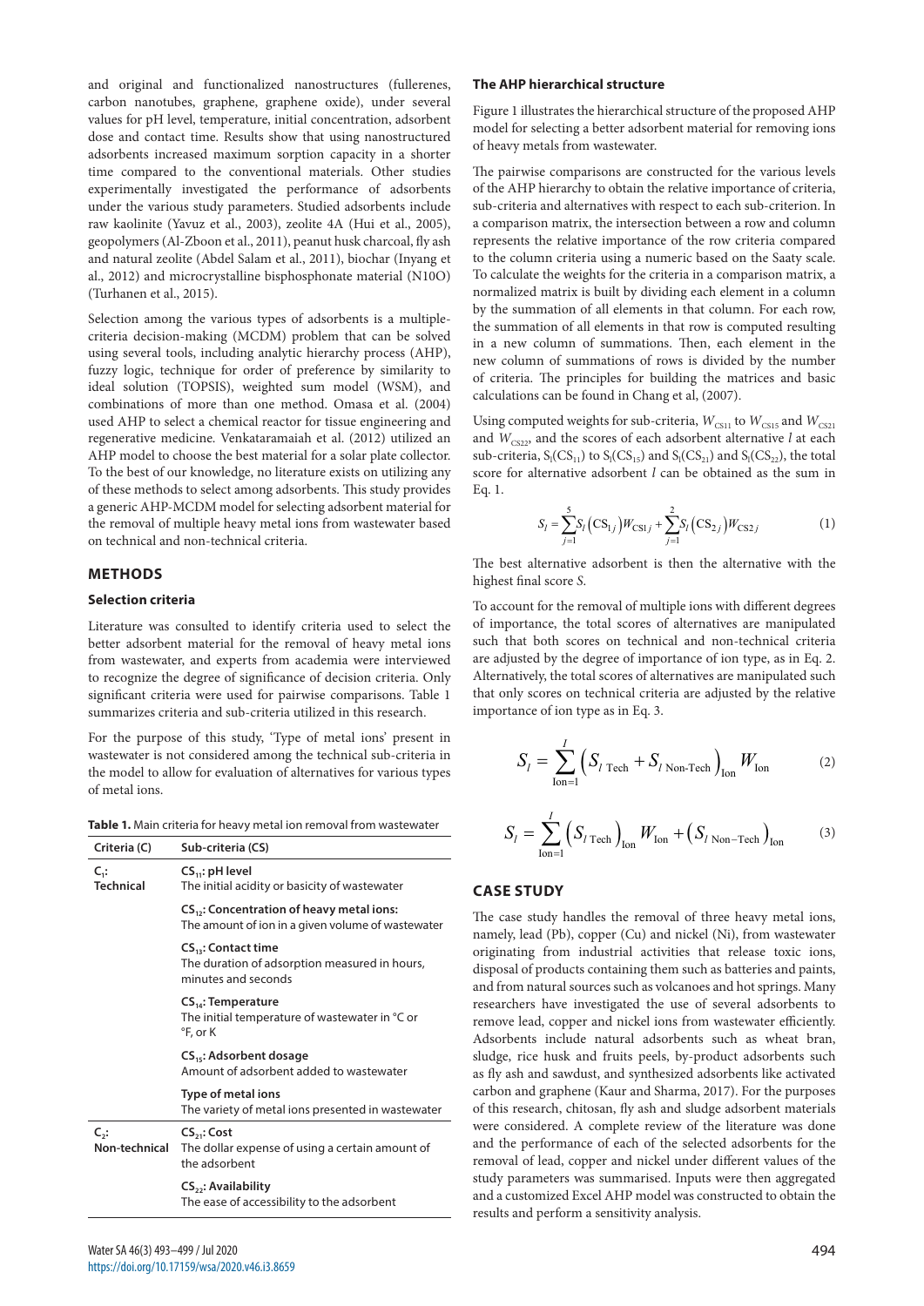and original and functionalized nanostructures (fullerenes, carbon nanotubes, graphene, graphene oxide), under several values for pH level, temperature, initial concentration, adsorbent dose and contact time. Results show that using nanostructured adsorbents increased maximum sorption capacity in a shorter time compared to the conventional materials. Other studies experimentally investigated the performance of adsorbents under the various study parameters. Studied adsorbents include raw kaolinite (Yavuz et al., 2003), zeolite 4A (Hui et al., 2005), geopolymers (Al-Zboon et al., 2011), peanut husk charcoal, fly ash and natural zeolite (Abdel Salam et al., 2011), biochar (Inyang et al., 2012) and microcrystalline bisphosphonate material (N10O) (Turhanen et al., 2015).

Selection among the various types of adsorbents is a multiple-criteria decision-making (MCDM) problem that can be solved using several tools, including analytic hierarchy process (AHP), fuzzy logic, technique for order of preference by similarity to ideal solution (TOPSIS), weighted sum model (WSM), and combinations of more than one method. Omasa et al. (2004) used AHP to select a chemical reactor for tissue engineering and regenerative medicine. Venkataramaiah et al. (2012) utilized an AHP model to choose the best material for a solar plate collector. To the best of our knowledge, no literature exists on utilizing any of these methods to select among adsorbents. This study provides a generic AHP-MCDM model for selecting adsorbent material for the removal of multiple heavy metal ions from wastewater based on technical and non-technical criteria.

## METHODS

### Selection criteria

Literature was consulted to identify criteria used to select the better adsorbent material for the removal of heavy metal ions from wastewater, and experts from academia were interviewed to recognize the degree of significance of decision criteria. Only significant criteria were used for pairwise comparisons. Table 1 summarizes criteria and sub-criteria utilized in this research.

For the purpose of this study, 'Type of metal ions' present in wastewater is not considered among the technical sub-criteria in the model to allow for evaluation of alternatives for various types of metal ions.

**Table 1.** Main criteria for heavy metal ion removal from wastewater

| Criteria (C) | Sub-criteria (CS) |
|---|---|
| $C_1$: **Technical** | **$CS_{11}$: pH level** The initial acidity or basicity of wastewater |
| | **$CS_{12}$: Concentration of heavy metal ions:** The amount of ion in a given volume of wastewater |
| | **$CS_{13}$: Contact time** The duration of adsorption measured in hours, minutes and seconds |
| | **$CS_{14}$: Temperature** The initial temperature of wastewater in °C or °F, or K |
| | **$CS_{15}$: Adsorbent dosage** Amount of adsorbent added to wastewater |
| | **Type of metal ions** The variety of metal ions presented in wastewater |
| $C_2$: **Non-technical** | **$CS_{21}$: Cost** The dollar expense of using a certain amount of the adsorbent |
| | **$CS_{22}$: Availability** The ease of accessibility to the adsorbent |

### The AHP hierarchical structure

Figure 1 illustrates the hierarchical structure of the proposed AHP model for selecting a better adsorbent material for removing ions of heavy metals from wastewater.

The pairwise comparisons are constructed for the various levels of the AHP hierarchy to obtain the relative importance of criteria, sub-criteria and alternatives with respect to each sub-criterion. In a comparison matrix, the intersection between a row and column represents the relative importance of the row criteria compared to the column criteria using a numeric based on the Saaty scale. To calculate the weights for the criteria in a comparison matrix, a normalized matrix is built by dividing each element in a column by the summation of all elements in that column. For each row, the summation of all elements in that row is computed resulting in a new column of summations. Then, each element in the new column of summations of rows is divided by the number of criteria. The principles for building the matrices and basic calculations can be found in Chang et al, (2007).

Using computed weights for sub-criteria, $W_{CS11}$ to $W_{CS15}$ and $W_{CS21}$ and $W_{CS22}$, and the scores of each adsorbent alternative $l$ at each sub-criteria, $S_l(CS_{11})$ to $S_l(CS_{15})$ and $S_l(CS_{21})$ and $S_l(CS_{22})$, the total score for alternative adsorbent $l$ can be obtained as the sum in Eq. 1.

$$S_l = \sum_{j=1}^{5} S_l\left(CS_{1j}\right) W_{CS1j} + \sum_{j=1}^{2} S_l\left(CS_{2j}\right) W_{CS2j} \tag{1}$$

The best alternative adsorbent is then the alternative with the highest final score $S$.

To account for the removal of multiple ions with different degrees of importance, the total scores of alternatives are manipulated such that both scores on technical and non-technical criteria are adjusted by the degree of importance of ion type, as in Eq. 2. Alternatively, the total scores of alternatives are manipulated such that only scores on technical criteria are adjusted by the relative importance of ion type as in Eq. 3.

$$S_l = \sum_{\text{Ion}=1}^{I} \left(S_{l\ \text{Tech}} + S_{l\ \text{Non-Tech}}\right)_{\text{Ion}} W_{\text{Ion}} \tag{2}$$

$$S_l = \sum_{\text{Ion}=1}^{I} \left(S_{l\ \text{Tech}}\right)_{\text{Ion}} W_{\text{Ion}} + \left(S_{l\ \text{Non-Tech}}\right)_{\text{Ion}} \tag{3}$$

## CASE STUDY

The case study handles the removal of three heavy metal ions, namely, lead (Pb), copper (Cu) and nickel (Ni), from wastewater originating from industrial activities that release toxic ions, disposal of products containing them such as batteries and paints, and from natural sources such as volcanoes and hot springs. Many researchers have investigated the use of several adsorbents to remove lead, copper and nickel ions from wastewater efficiently. Adsorbents include natural adsorbents such as wheat bran, sludge, rice husk and fruits peels, by-product adsorbents such as fly ash and sawdust, and synthesized adsorbents like activated carbon and graphene (Kaur and Sharma, 2017). For the purposes of this research, chitosan, fly ash and sludge adsorbent materials were considered. A complete review of the literature was done and the performance of each of the selected adsorbents for the removal of lead, copper and nickel under different values of the study parameters was summarised. Inputs were then aggregated and a customized Excel AHP model was constructed to obtain the results and perform a sensitivity analysis.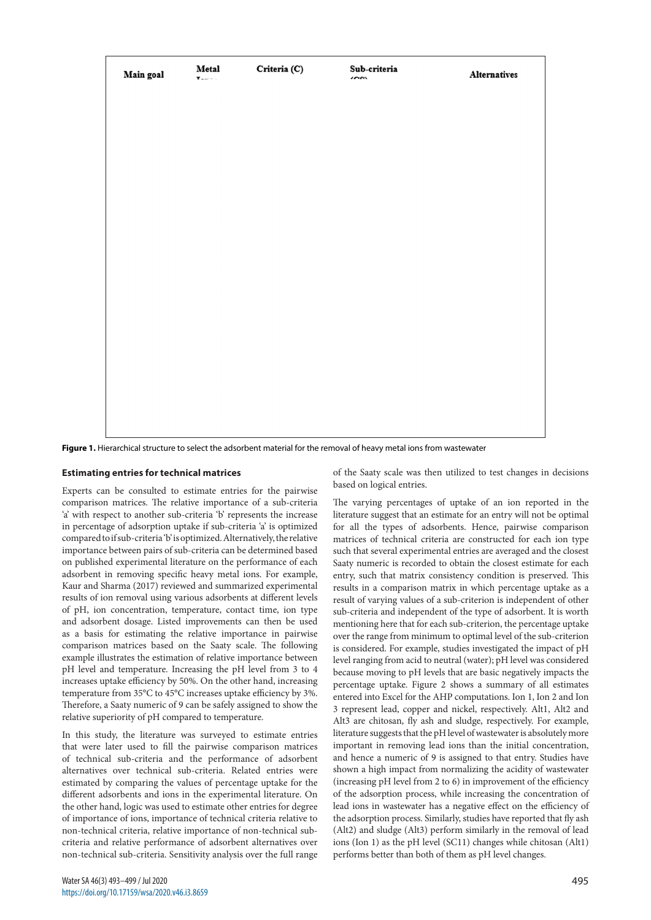| Main goal | Metal Ions | Criteria (C) | Sub-criteria (CS) | Alternatives |
| --- | --- | --- | --- | --- |

**Figure 1.** Hierarchical structure to select the adsorbent material for the removal of heavy metal ions from wastewater

### Estimating entries for technical matrices

Experts can be consulted to estimate entries for the pairwise comparison matrices. The relative importance of a sub-criteria 'a' with respect to another sub-criteria 'b' represents the increase in percentage of adsorption uptake if sub-criteria 'a' is optimized compared to if sub-criteria 'b' is optimized. Alternatively, the relative importance between pairs of sub-criteria can be determined based on published experimental literature on the performance of each adsorbent in removing specific heavy metal ions. For example, Kaur and Sharma (2017) reviewed and summarized experimental results of ion removal using various adsorbents at different levels of pH, ion concentration, temperature, contact time, ion type and adsorbent dosage. Listed improvements can then be used as a basis for estimating the relative importance in pairwise comparison matrices based on the Saaty scale. The following example illustrates the estimation of relative importance between pH level and temperature. Increasing the pH level from 3 to 4 increases uptake efficiency by 50%. On the other hand, increasing temperature from 35°C to 45°C increases uptake efficiency by 3%. Therefore, a Saaty numeric of 9 can be safely assigned to show the relative superiority of pH compared to temperature.

In this study, the literature was surveyed to estimate entries that were later used to fill the pairwise comparison matrices of technical sub-criteria and the performance of adsorbent alternatives over technical sub-criteria. Related entries were estimated by comparing the values of percentage uptake for the different adsorbents and ions in the experimental literature. On the other hand, logic was used to estimate other entries for degree of importance of ions, importance of technical criteria relative to non-technical criteria, relative importance of non-technical sub-criteria and relative performance of adsorbent alternatives over non-technical sub-criteria. Sensitivity analysis over the full range of the Saaty scale was then utilized to test changes in decisions based on logical entries.

The varying percentages of uptake of an ion reported in the literature suggest that an estimate for an entry will not be optimal for all the types of adsorbents. Hence, pairwise comparison matrices of technical criteria are constructed for each ion type such that several experimental entries are averaged and the closest Saaty numeric is recorded to obtain the closest estimate for each entry, such that matrix consistency condition is preserved. This results in a comparison matrix in which percentage uptake as a result of varying values of a sub-criterion is independent of other sub-criteria and independent of the type of adsorbent. It is worth mentioning here that for each sub-criterion, the percentage uptake over the range from minimum to optimal level of the sub-criterion is considered. For example, studies investigated the impact of pH level ranging from acid to neutral (water); pH level was considered because moving to pH levels that are basic negatively impacts the percentage uptake. Figure 2 shows a summary of all estimates entered into Excel for the AHP computations. Ion 1, Ion 2 and Ion 3 represent lead, copper and nickel, respectively. Alt1, Alt2 and Alt3 are chitosan, fly ash and sludge, respectively. For example, literature suggests that the pH level of wastewater is absolutely more important in removing lead ions than the initial concentration, and hence a numeric of 9 is assigned to that entry. Studies have shown a high impact from normalizing the acidity of wastewater (increasing pH level from 2 to 6) in improvement of the efficiency of the adsorption process, while increasing the concentration of lead ions in wastewater has a negative effect on the efficiency of the adsorption process. Similarly, studies have reported that fly ash (Alt2) and sludge (Alt3) perform similarly in the removal of lead ions (Ion 1) as the pH level (SC11) changes while chitosan (Alt1) performs better than both of them as pH level changes.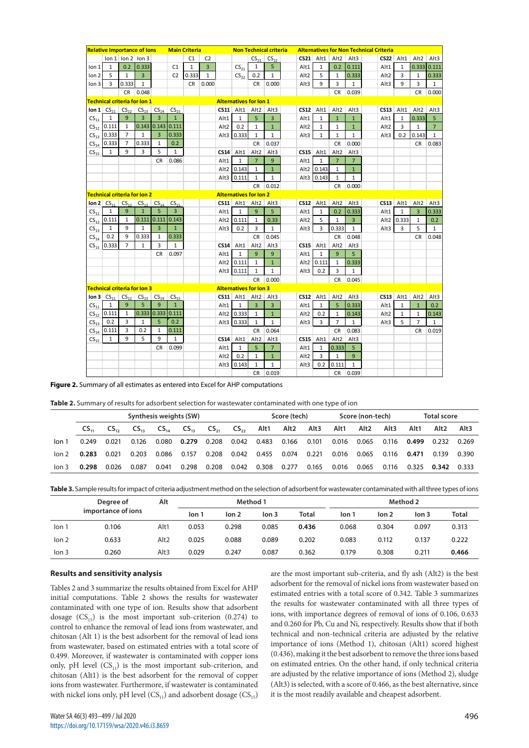**Relative Importance of Ions**

| | Ion 1 | Ion 2 | Ion 3 |
|---|---|---|---|
| Ion 1 | 1 | 0.2 | 0.333 |
| Ion 2 | 5 | 1 | 3 |
| Ion 3 | 3 | 0.333 | 1 |
| | | CR | 0.048 |

**Main Criteria**

| | C1 | C2 |
|---|---|---|
| C1 | 1 | 3 |
| C2 | 0.333 | 1 |
| CR | 0.000 | |

**Non Technical criteria**

| | $CS_{21}$ | $CS_{22}$ |
|---|---|---|
| $CS_{21}$ | 1 | 5 |
| $CS_{22}$ | 0.2 | 1 |
| CR | 0.000 | |

**Alternatives for Non Technical Criteria**

| Criterion | | Alt1 | Alt2 | Alt3 | CR |
|---|---|---|---|---|---|
| CS21 | Alt1 | 1 | 0.2 | 0.111 | 0.039 |
| | Alt2 | 5 | 1 | 0.333 | |
| | Alt3 | 9 | 3 | 1 | |
| CS22 | Alt1 | 1 | 0.333 | 0.111 | 0.000 |
| | Alt2 | 3 | 1 | 0.333 | |
| | Alt3 | 9 | 3 | 1 | |

**Technical criteria for Ion 1**

| Ion 1 | $CS_{11}$ | $CS_{12}$ | $CS_{13}$ | $CS_{14}$ | $CS_{15}$ |
|---|---|---|---|---|---|
| $CS_{11}$ | 1 | 9 | 3 | 3 | 1 |
| $CS_{12}$ | 0.111 | 1 | 0.143 | 0.143 | 0.111 |
| $CS_{13}$ | 0.333 | 7 | 1 | 3 | 0.333 |
| $CS_{14}$ | 0.333 | 7 | 0.333 | 1 | 0.2 |
| $CS_{15}$ | 1 | 9 | 3 | 5 | 1 |
| | | | | CR | 0.086 |

**Alternatives for Ion 1**

| Criterion | | Alt1 | Alt2 | Alt3 | CR |
|---|---|---|---|---|---|
| CS11 | Alt1 | 1 | 5 | 3 | 0.037 |
| | Alt2 | 0.2 | 1 | 1 | |
| | Alt3 | 0.333 | 1 | 1 | |
| CS12 | Alt1 | 1 | 1 | 1 | 0.000 |
| | Alt2 | 1 | 1 | 1 | |
| | Alt3 | 1 | 1 | 1 | |
| CS13 | Alt1 | 1 | 0.333 | 5 | 0.083 |
| | Alt2 | 3 | 1 | 7 | |
| | Alt3 | 0.2 | 0.143 | 1 | |
| CS14 | Alt1 | 1 | 7 | 9 | 0.012 |
| | Alt2 | 0.143 | 1 | 1 | |
| | Alt3 | 0.111 | 1 | 1 | |
| CS15 | Alt1 | 1 | 7 | 7 | 0.000 |
| | Alt2 | 0.143 | 1 | 1 | |
| | Alt3 | 0.143 | 1 | 1 | |

**Technical criteria for Ion 2**

| Ion 2 | $CS_{11}$ | $CS_{12}$ | $CS_{13}$ | $CS_{14}$ | $CS_{15}$ |
|---|---|---|---|---|---|
| $CS_{11}$ | 1 | 9 | 1 | 5 | 3 |
| $CS_{12}$ | 0.111 | 1 | 0.111 | 0.111 | 0.143 |
| $CS_{13}$ | 1 | 9 | 1 | 3 | 1 |
| $CS_{14}$ | 0.2 | 9 | 0.333 | 1 | 0.333 |
| $CS_{15}$ | 0.333 | 7 | 1 | 3 | 1 |
| | | | | CR | 0.097 |

**Alternatives for Ion 2**

| Criterion | | Alt1 | Alt2 | Alt3 | CR |
|---|---|---|---|---|---|
| CS11 | Alt1 | 1 | 9 | 5 | 0.045 |
| | Alt2 | 0.111 | 1 | 0.33 | |
| | Alt3 | 0.2 | 3 | 1 | |
| CS12 | Alt1 | 1 | 0.2 | 0.333 | 0.048 |
| | Alt2 | 5 | 1 | 3 | |
| | Alt3 | 3 | 0.333 | 1 | |
| CS13 | Alt1 | 1 | 3 | 0.333 | 0.048 |
| | Alt2 | 0.333 | 1 | 0.2 | |
| | Alt3 | 3 | 5 | 1 | |
| CS14 | Alt1 | 1 | 9 | 9 | 0.000 |
| | Alt2 | 0.111 | 1 | 1 | |
| | Alt3 | 0.111 | 1 | 1 | |
| CS15 | Alt1 | 1 | 9 | 5 | 0.045 |
| | Alt2 | 0.111 | 1 | 0.333 | |
| | Alt3 | 0.2 | 3 | 1 | |

**Technical criteria for Ion 3**

| Ion 3 | $CS_{11}$ | $CS_{12}$ | $CS_{13}$ | $CS_{14}$ | $CS_{15}$ |
|---|---|---|---|---|---|
| $CS_{11}$ | 1 | 9 | 5 | 9 | 1 |
| $CS_{12}$ | 0.111 | 1 | 0.333 | 0.333 | 0.111 |
| $CS_{13}$ | 0.2 | 3 | 1 | 5 | 0.2 |
| $CS_{14}$ | 0.111 | 3 | 0.2 | 1 | 0.111 |
| $CS_{15}$ | 1 | 9 | 5 | 9 | 1 |
| | | | | CR | 0.099 |

**Alternatives for Ion 3**

| Criterion | | Alt1 | Alt2 | Alt3 | CR |
|---|---|---|---|---|---|
| CS11 | Alt1 | 1 | 3 | 3 | 0.064 |
| | Alt2 | 0.333 | 1 | 1 | |
| | Alt3 | 0.333 | 1 | 1 | |
| CS12 | Alt1 | 1 | 5 | 0.333 | 0.083 |
| | Alt2 | 0.2 | 1 | 0.143 | |
| | Alt3 | 3 | 7 | 1 | |
| CS13 | Alt1 | 1 | 1 | 0.2 | 0.019 |
| | Alt2 | 1 | 1 | 0.143 | |
| | Alt3 | 5 | 7 | 1 | |
| CS14 | Alt1 | 1 | 5 | 7 | 0.019 |
| | Alt2 | 0.2 | 1 | 1 | |
| | Alt3 | 0.143 | 1 | 1 | |
| CS15 | Alt1 | 1 | 0.333 | 5 | 0.039 |
| | Alt2 | 3 | 1 | 9 | |
| | Alt3 | 0.2 | 0.111 | 1 | |

**Figure 2.** Summary of all estimates as entered into Excel for AHP computations

**Table 2.** Summary of results for adsorbent selection for wastewater contaminated with one type of ion

| | Synthesis weights (SW) | | | | | | | Score (tech) | | | Score (non-tech) | | | Total score | | |
|---|---|---|---|---|---|---|---|---|---|---|---|---|---|---|---|---|
| | $CS_{11}$ | $CS_{12}$ | $CS_{13}$ | $CS_{14}$ | $CS_{15}$ | $CS_{21}$ | $CS_{22}$ | Alt1 | Alt2 | Alt3 | Alt1 | Alt2 | Alt3 | Alt1 | Alt2 | Alt3 |
| Ion 1 | 0.249 | 0.021 | 0.126 | 0.080 | **0.279** | 0.208 | 0.042 | 0.483 | 0.166 | 0.101 | 0.016 | 0.065 | 0.116 | **0.499** | 0.232 | 0.269 |
| Ion 2 | **0.283** | 0.021 | 0.203 | 0.086 | 0.157 | 0.208 | 0.042 | 0.455 | 0.074 | 0.221 | 0.016 | 0.065 | 0.116 | **0.471** | 0.139 | 0.390 |
| Ion 3 | **0.298** | 0.026 | 0.087 | 0.041 | 0.298 | 0.208 | 0.042 | 0.308 | 0.277 | 0.165 | 0.016 | 0.065 | 0.116 | 0.325 | **0.342** | 0.333 |

**Table 3.** Sample results for impact of criteria adjustment method on the selection of adsorbent for wastewater contaminated with all three types of ions

| | Degree of importance of ions | Alt | Method 1 | | | | Method 2 | | | |
|---|---|---|---|---|---|---|---|---|---|---|
| | | | Ion 1 | Ion 2 | Ion 3 | Total | Ion 1 | Ion 2 | Ion 3 | Total |
| Ion 1 | 0.106 | Alt1 | 0.053 | 0.298 | 0.085 | **0.436** | 0.068 | 0.304 | 0.097 | 0.313 |
| Ion 2 | 0.633 | Alt2 | 0.025 | 0.088 | 0.089 | 0.202 | 0.083 | 0.112 | 0.137 | 0.222 |
| Ion 3 | 0.260 | Alt3 | 0.029 | 0.247 | 0.087 | 0.362 | 0.179 | 0.308 | 0.211 | **0.466** |

### Results and sensitivity analysis

Tables 2 and 3 summarize the results obtained from Excel for AHP initial computations. Table 2 shows the results for wastewater contaminated with one type of ion. Results show that adsorbent dosage ($CS_{15}$) is the most important sub-criterion (0.274) to control to enhance the removal of lead ions from wastewater, and chitosan (Alt 1) is the best adsorbent for the removal of lead ions from wastewater, based on estimated entries with a total score of 0.499. Moreover, if wastewater is contaminated with copper ions only, pH level ($CS_{11}$) is the most important sub-criterion, and chitosan (Alt1) is the best adsorbent for the removal of copper ions from wastewater. Furthermore, if wastewater is contaminated with nickel ions only, pH level ($CS_{11}$) and adsorbent dosage ($CS_{15}$) are the most important sub-criteria, and fly ash (Alt2) is the best adsorbent for the removal of nickel ions from wastewater based on estimated entries with a total score of 0.342. Table 3 summarizes the results for wastewater contaminated with all three types of ions, with importance degrees of removal of ions of 0.106, 0.633 and 0.260 for Pb, Cu and Ni, respectively. Results show that if both technical and non-technical criteria are adjusted by the relative importance of ions (Method 1), chitosan (Alt1) scored highest (0.436), making it the best adsorbent to remove the three ions based on estimated entries. On the other hand, if only technical criteria are adjusted by the relative importance of ions (Method 2), sludge (Alt3) is selected, with a score of 0.466, as the best alternative, since it is the most readily available and cheapest adsorbent.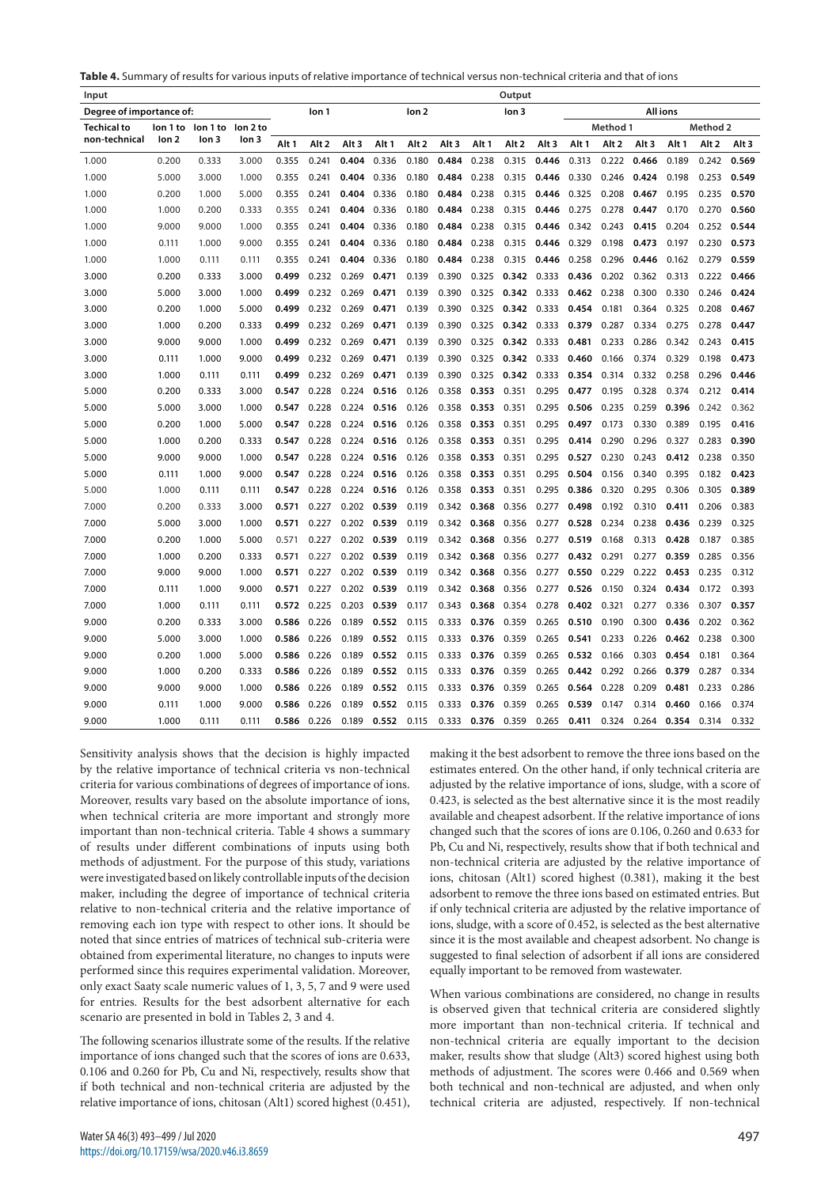**Table 4.** Summary of results for various inputs of relative importance of technical versus non-technical criteria and that of ions

| Input | | | | Output | | | | | | | | | | | | | | |
|---|---|---|---|---|---|---|---|---|---|---|---|---|---|---|---|---|---|---|
| Degree of importance of: | | | | Ion 1 | | | Ion 2 | | | Ion 3 | | | All ions | | | | | |
| Techical to non-technical | Ion 1 to Ion 2 | Ion 1 to Ion 3 | Ion 2 to Ion 3 | | | | | | | | | | Method 1 | | | Method 2 | | |
| | | | | Alt 1 | Alt 2 | Alt 3 | Alt 1 | Alt 2 | Alt 3 | Alt 1 | Alt 2 | Alt 3 | Alt 1 | Alt 2 | Alt 3 | Alt 1 | Alt 2 | Alt 3 |
| 1.000 | 0.200 | 0.333 | 3.000 | 0.355 | 0.241 | **0.404** | 0.336 | 0.180 | **0.484** | 0.238 | 0.315 | **0.446** | 0.313 | 0.222 | **0.466** | 0.189 | 0.242 | **0.569** |
| 1.000 | 5.000 | 3.000 | 1.000 | 0.355 | 0.241 | **0.404** | 0.336 | 0.180 | **0.484** | 0.238 | 0.315 | **0.446** | 0.330 | 0.246 | **0.424** | 0.198 | 0.253 | **0.549** |
| 1.000 | 0.200 | 1.000 | 5.000 | 0.355 | 0.241 | **0.404** | 0.336 | 0.180 | **0.484** | 0.238 | 0.315 | **0.446** | 0.325 | 0.208 | **0.467** | 0.195 | 0.235 | **0.570** |
| 1.000 | 1.000 | 0.200 | 0.333 | 0.355 | 0.241 | **0.404** | 0.336 | 0.180 | **0.484** | 0.238 | 0.315 | **0.446** | 0.275 | 0.278 | **0.447** | 0.170 | 0.270 | **0.560** |
| 1.000 | 9.000 | 9.000 | 1.000 | 0.355 | 0.241 | **0.404** | 0.336 | 0.180 | **0.484** | 0.238 | 0.315 | **0.446** | 0.342 | 0.243 | **0.415** | 0.204 | 0.252 | **0.544** |
| 1.000 | 0.111 | 1.000 | 9.000 | 0.355 | 0.241 | **0.404** | 0.336 | 0.180 | **0.484** | 0.238 | 0.315 | **0.446** | 0.329 | 0.198 | **0.473** | 0.197 | 0.230 | **0.573** |
| 1.000 | 1.000 | 0.111 | 0.111 | 0.355 | 0.241 | **0.404** | 0.336 | 0.180 | **0.484** | 0.238 | 0.315 | **0.446** | 0.258 | 0.296 | **0.446** | 0.162 | 0.279 | **0.559** |
| 3.000 | 0.200 | 0.333 | 3.000 | **0.499** | 0.232 | 0.269 | **0.471** | 0.139 | 0.390 | 0.325 | **0.342** | 0.333 | **0.436** | 0.202 | 0.362 | 0.313 | 0.222 | **0.466** |
| 3.000 | 5.000 | 3.000 | 1.000 | **0.499** | 0.232 | 0.269 | **0.471** | 0.139 | 0.390 | 0.325 | **0.342** | 0.333 | **0.462** | 0.238 | 0.300 | 0.330 | 0.246 | **0.424** |
| 3.000 | 0.200 | 1.000 | 5.000 | **0.499** | 0.232 | 0.269 | **0.471** | 0.139 | 0.390 | 0.325 | **0.342** | 0.333 | **0.454** | 0.181 | 0.364 | 0.325 | 0.208 | **0.467** |
| 3.000 | 1.000 | 0.200 | 0.333 | **0.499** | 0.232 | 0.269 | **0.471** | 0.139 | 0.390 | 0.325 | **0.342** | 0.333 | **0.379** | 0.287 | 0.334 | 0.275 | 0.278 | **0.447** |
| 3.000 | 9.000 | 9.000 | 1.000 | **0.499** | 0.232 | 0.269 | **0.471** | 0.139 | 0.390 | 0.325 | **0.342** | 0.333 | **0.481** | 0.233 | 0.286 | 0.342 | 0.243 | **0.415** |
| 3.000 | 0.111 | 1.000 | 9.000 | **0.499** | 0.232 | 0.269 | **0.471** | 0.139 | 0.390 | 0.325 | **0.342** | 0.333 | **0.460** | 0.166 | 0.374 | 0.329 | 0.198 | **0.473** |
| 3.000 | 1.000 | 0.111 | 0.111 | **0.499** | 0.232 | 0.269 | **0.471** | 0.139 | 0.390 | 0.325 | **0.342** | 0.333 | **0.354** | 0.314 | 0.332 | 0.258 | 0.296 | **0.446** |
| 5.000 | 0.200 | 0.333 | 3.000 | **0.547** | 0.228 | 0.224 | **0.516** | 0.126 | 0.358 | **0.353** | 0.351 | 0.295 | **0.477** | 0.195 | 0.328 | 0.374 | 0.212 | **0.414** |
| 5.000 | 5.000 | 3.000 | 1.000 | **0.547** | 0.228 | 0.224 | **0.516** | 0.126 | 0.358 | **0.353** | 0.351 | 0.295 | **0.506** | 0.235 | 0.259 | **0.396** | 0.242 | 0.362 |
| 5.000 | 0.200 | 1.000 | 5.000 | **0.547** | 0.228 | 0.224 | **0.516** | 0.126 | 0.358 | **0.353** | 0.351 | 0.295 | **0.497** | 0.173 | 0.330 | 0.389 | 0.195 | **0.416** |
| 5.000 | 1.000 | 0.200 | 0.333 | **0.547** | 0.228 | 0.224 | **0.516** | 0.126 | 0.358 | **0.353** | 0.351 | 0.295 | **0.414** | 0.290 | 0.296 | 0.327 | 0.283 | **0.390** |
| 5.000 | 9.000 | 9.000 | 1.000 | **0.547** | 0.228 | 0.224 | **0.516** | 0.126 | 0.358 | **0.353** | 0.351 | 0.295 | **0.527** | 0.230 | 0.243 | **0.412** | 0.238 | 0.350 |
| 5.000 | 0.111 | 1.000 | 9.000 | **0.547** | 0.228 | 0.224 | **0.516** | 0.126 | 0.358 | **0.353** | 0.351 | 0.295 | **0.504** | 0.156 | 0.340 | 0.395 | 0.182 | **0.423** |
| 5.000 | 1.000 | 0.111 | 0.111 | **0.547** | 0.228 | 0.224 | **0.516** | 0.126 | 0.358 | **0.353** | 0.351 | 0.295 | **0.386** | 0.320 | 0.295 | 0.306 | 0.305 | **0.389** |
| 7.000 | 0.200 | 0.333 | 3.000 | **0.571** | 0.227 | 0.202 | **0.539** | 0.119 | 0.342 | **0.368** | 0.356 | 0.277 | **0.498** | 0.192 | 0.310 | **0.411** | 0.206 | 0.383 |
| 7.000 | 5.000 | 3.000 | 1.000 | **0.571** | 0.227 | 0.202 | **0.539** | 0.119 | 0.342 | **0.368** | 0.356 | 0.277 | **0.528** | 0.234 | 0.238 | **0.436** | 0.239 | 0.325 |
| 7.000 | 0.200 | 1.000 | 5.000 | 0.571 | 0.227 | 0.202 | **0.539** | 0.119 | 0.342 | **0.368** | 0.356 | 0.277 | **0.519** | 0.168 | 0.313 | **0.428** | 0.187 | 0.385 |
| 7.000 | 1.000 | 0.200 | 0.333 | **0.571** | 0.227 | 0.202 | **0.539** | 0.119 | 0.342 | **0.368** | 0.356 | 0.277 | **0.432** | 0.291 | 0.277 | **0.359** | 0.285 | 0.356 |
| 7.000 | 9.000 | 9.000 | 1.000 | **0.571** | 0.227 | 0.202 | **0.539** | 0.119 | 0.342 | **0.368** | 0.356 | 0.277 | **0.550** | 0.229 | 0.222 | **0.453** | 0.235 | 0.312 |
| 7.000 | 0.111 | 1.000 | 9.000 | **0.571** | 0.227 | 0.202 | **0.539** | 0.119 | 0.342 | **0.368** | 0.356 | 0.277 | **0.526** | 0.150 | 0.324 | **0.434** | 0.172 | 0.393 |
| 7.000 | 1.000 | 0.111 | 0.111 | **0.572** | 0.225 | 0.203 | **0.539** | 0.117 | 0.343 | **0.368** | 0.354 | 0.278 | **0.402** | 0.321 | 0.277 | 0.336 | 0.307 | **0.357** |
| 9.000 | 0.200 | 0.333 | 3.000 | **0.586** | 0.226 | 0.189 | **0.552** | 0.115 | 0.333 | **0.376** | 0.359 | 0.265 | **0.510** | 0.190 | 0.300 | **0.436** | 0.202 | 0.362 |
| 9.000 | 5.000 | 3.000 | 1.000 | **0.586** | 0.226 | 0.189 | **0.552** | 0.115 | 0.333 | **0.376** | 0.359 | 0.265 | **0.541** | 0.233 | 0.226 | **0.462** | 0.238 | 0.300 |
| 9.000 | 0.200 | 1.000 | 5.000 | **0.586** | 0.226 | 0.189 | **0.552** | 0.115 | 0.333 | **0.376** | 0.359 | 0.265 | **0.532** | 0.166 | 0.303 | **0.454** | 0.181 | 0.364 |
| 9.000 | 1.000 | 0.200 | 0.333 | **0.586** | 0.226 | 0.189 | **0.552** | 0.115 | 0.333 | **0.376** | 0.359 | 0.265 | **0.442** | 0.292 | 0.266 | **0.379** | 0.287 | 0.334 |
| 9.000 | 9.000 | 9.000 | 1.000 | **0.586** | 0.226 | 0.189 | **0.552** | 0.115 | 0.333 | **0.376** | 0.359 | 0.265 | **0.564** | 0.228 | 0.209 | **0.481** | 0.233 | 0.286 |
| 9.000 | 0.111 | 1.000 | 9.000 | **0.586** | 0.226 | 0.189 | **0.552** | 0.115 | 0.333 | **0.376** | 0.359 | 0.265 | **0.539** | 0.147 | 0.314 | **0.460** | 0.166 | 0.374 |
| 9.000 | 1.000 | 0.111 | 0.111 | **0.586** | 0.226 | 0.189 | **0.552** | 0.115 | 0.333 | **0.376** | 0.359 | 0.265 | **0.411** | 0.324 | 0.264 | **0.354** | 0.314 | 0.332 |

Sensitivity analysis shows that the decision is highly impacted by the relative importance of technical criteria vs non-technical criteria for various combinations of degrees of importance of ions. Moreover, results vary based on the absolute importance of ions, when technical criteria are more important and strongly more important than non-technical criteria. Table 4 shows a summary of results under different combinations of inputs using both methods of adjustment. For the purpose of this study, variations were investigated based on likely controllable inputs of the decision maker, including the degree of importance of technical criteria relative to non-technical criteria and the relative importance of removing each ion type with respect to other ions. It should be noted that since entries of matrices of technical sub-criteria were obtained from experimental literature, no changes to inputs were performed since this requires experimental validation. Moreover, only exact Saaty scale numeric values of 1, 3, 5, 7 and 9 were used for entries. Results for the best adsorbent alternative for each scenario are presented in bold in Tables 2, 3 and 4.

The following scenarios illustrate some of the results. If the relative importance of ions changed such that the scores of ions are 0.633, 0.106 and 0.260 for Pb, Cu and Ni, respectively, results show that if both technical and non-technical criteria are adjusted by the relative importance of ions, chitosan (Alt1) scored highest (0.451), making it the best adsorbent to remove the three ions based on the estimates entered. On the other hand, if only technical criteria are adjusted by the relative importance of ions, sludge, with a score of 0.423, is selected as the best alternative since it is the most readily available and cheapest adsorbent. If the relative importance of ions changed such that the scores of ions are 0.106, 0.260 and 0.633 for Pb, Cu and Ni, respectively, results show that if both technical and non-technical criteria are adjusted by the relative importance of ions, chitosan (Alt1) scored highest (0.381), making it the best adsorbent to remove the three ions based on estimated entries. But if only technical criteria are adjusted by the relative importance of ions, sludge, with a score of 0.452, is selected as the best alternative since it is the most available and cheapest adsorbent. No change is suggested to final selection of adsorbent if all ions are considered equally important to be removed from wastewater.

When various combinations are considered, no change in results is observed given that technical criteria are considered slightly more important than non-technical criteria. If technical and non-technical criteria are equally important to the decision maker, results show that sludge (Alt3) scored highest using both methods of adjustment. The scores were 0.466 and 0.569 when both technical and non-technical are adjusted, and when only technical criteria are adjusted, respectively. If non-technical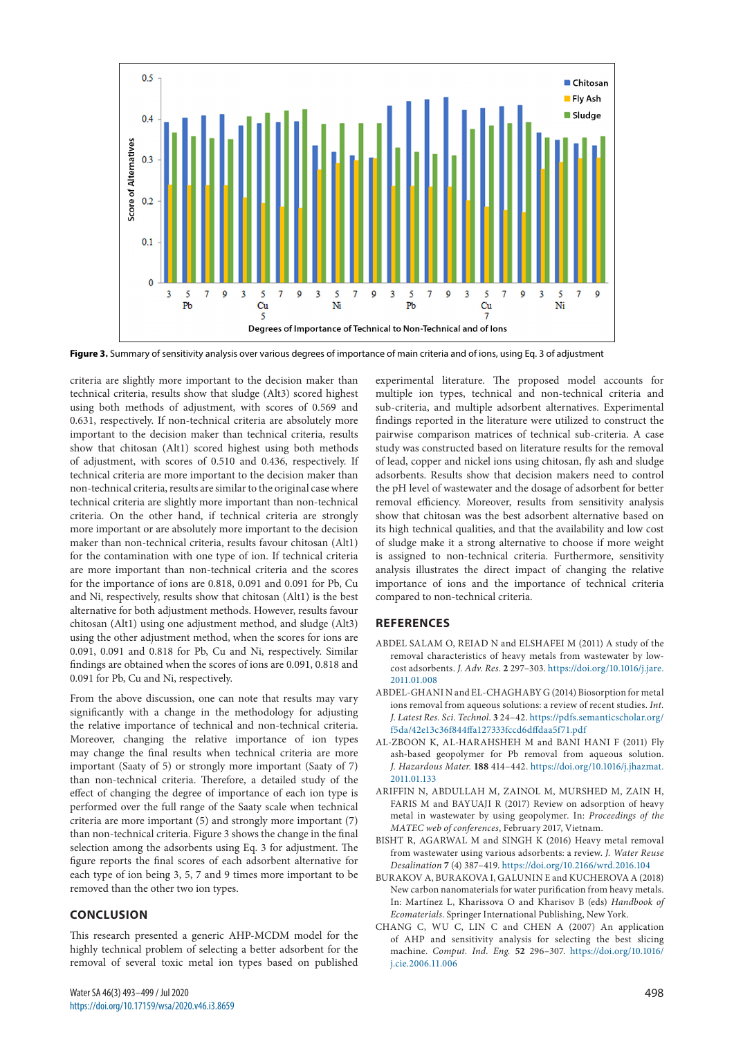**Figure 3.** Summary of sensitivity analysis over various degrees of importance of main criteria and of ions, using Eq. 3 of adjustment

criteria are slightly more important to the decision maker than technical criteria, results show that sludge (Alt3) scored highest using both methods of adjustment, with scores of 0.569 and 0.631, respectively. If non-technical criteria are absolutely more important to the decision maker than technical criteria, results show that chitosan (Alt1) scored highest using both methods of adjustment, with scores of 0.510 and 0.436, respectively. If technical criteria are more important to the decision maker than non-technical criteria, results are similar to the original case where technical criteria are slightly more important than non-technical criteria. On the other hand, if technical criteria are strongly more important or are absolutely more important to the decision maker than non-technical criteria, results favour chitosan (Alt1) for the contamination with one type of ion. If technical criteria are more important than non-technical criteria and the scores for the importance of ions are 0.818, 0.091 and 0.091 for Pb, Cu and Ni, respectively, results show that chitosan (Alt1) is the best alternative for both adjustment methods. However, results favour chitosan (Alt1) using one adjustment method, and sludge (Alt3) using the other adjustment method, when the scores for ions are 0.091, 0.091 and 0.818 for Pb, Cu and Ni, respectively. Similar findings are obtained when the scores of ions are 0.091, 0.818 and 0.091 for Pb, Cu and Ni, respectively.

From the above discussion, one can note that results may vary significantly with a change in the methodology for adjusting the relative importance of technical and non-technical criteria. Moreover, changing the relative importance of ion types may change the final results when technical criteria are more important (Saaty of 5) or strongly more important (Saaty of 7) than non-technical criteria. Therefore, a detailed study of the effect of changing the degree of importance of each ion type is performed over the full range of the Saaty scale when technical criteria are more important (5) and strongly more important (7) than non-technical criteria. Figure 3 shows the change in the final selection among the adsorbents using Eq. 3 for adjustment. The figure reports the final scores of each adsorbent alternative for each type of ion being 3, 5, 7 and 9 times more important to be removed than the other two ion types.

## CONCLUSION

This research presented a generic AHP-MCDM model for the highly technical problem of selecting a better adsorbent for the removal of several toxic metal ion types based on published experimental literature. The proposed model accounts for multiple ion types, technical and non-technical criteria and sub-criteria, and multiple adsorbent alternatives. Experimental findings reported in the literature were utilized to construct the pairwise comparison matrices of technical sub-criteria. A case study was constructed based on literature results for the removal of lead, copper and nickel ions using chitosan, fly ash and sludge adsorbents. Results show that decision makers need to control the pH level of wastewater and the dosage of adsorbent for better removal efficiency. Moreover, results from sensitivity analysis show that chitosan was the best adsorbent alternative based on its high technical qualities, and that the availability and low cost of sludge make it a strong alternative to choose if more weight is assigned to non-technical criteria. Furthermore, sensitivity analysis illustrates the direct impact of changing the relative importance of ions and the importance of technical criteria compared to non-technical criteria.

## REFERENCES

ABDEL SALAM O, REIAD N and ELSHAFEI M (2011) A study of the removal characteristics of heavy metals from wastewater by low-cost adsorbents. *J. Adv. Res.* **2** 297–303. https://doi.org/10.1016/j.jare.2011.01.008

ABDEL-GHANI N and EL-CHAGHABY G (2014) Biosorption for metal ions removal from aqueous solutions: a review of recent studies. *Int. J. Latest Res. Sci. Technol.* **3** 24–42. https://pdfs.semanticscholar.org/f5da/42e13c36f844ffa127333fccd6dffdaa5f71.pdf

AL-ZBOON K, AL-HARAHSHEH M and BANI HANI F (2011) Fly ash-based geopolymer for Pb removal from aqueous solution. *J. Hazardous Mater.* **188** 414–442. https://doi.org/10.1016/j.jhazmat.2011.01.133

ARIFFIN N, ABDULLAH M, ZAINOL M, MURSHED M, ZAIN H, FARIS M and BAYUAJI R (2017) Review on adsorption of heavy metal in wastewater by using geopolymer. In: *Proceedings of the MATEC web of conferences*, February 2017, Vietnam.

BISHT R, AGARWAL M and SINGH K (2016) Heavy metal removal from wastewater using various adsorbents: a review. *J. Water Reuse Desalination* **7** (4) 387–419. https://doi.org/10.2166/wrd.2016.104

BURAKOV A, BURAKOVA I, GALUNIN E and KUCHEROVA A (2018) New carbon nanomaterials for water purification from heavy metals. In: Martínez L, Kharissova O and Kharisov B (eds) *Handbook of Ecomaterials*. Springer International Publishing, New York.

CHANG C, WU C, LIN C and CHEN A (2007) An application of AHP and sensitivity analysis for selecting the best slicing machine. *Comput. Ind. Eng.* **52** 296–307. https://doi.org/10.1016/j.cie.2006.11.006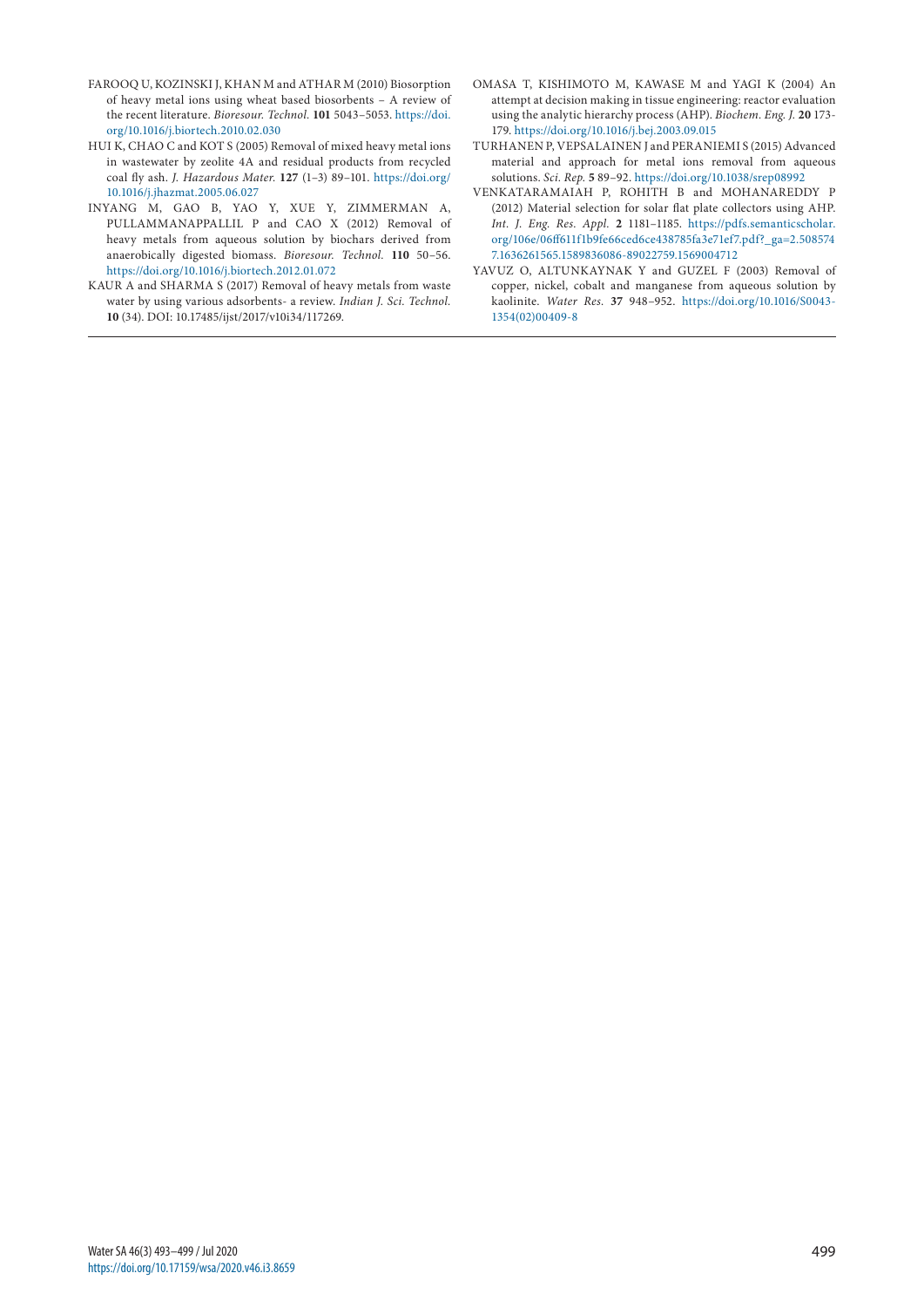FAROOQ U, KOZINSKI J, KHAN M and ATHAR M (2010) Biosorption of heavy metal ions using wheat based biosorbents – A review of the recent literature. *Bioresour. Technol.* **101** 5043–5053. https://doi.org/10.1016/j.biortech.2010.02.030

HUI K, CHAO C and KOT S (2005) Removal of mixed heavy metal ions in wastewater by zeolite 4A and residual products from recycled coal fly ash. *J. Hazardous Mater.* **127** (1–3) 89–101. https://doi.org/10.1016/j.jhazmat.2005.06.027

INYANG M, GAO B, YAO Y, XUE Y, ZIMMERMAN A, PULLAMMANAPPALLIL P and CAO X (2012) Removal of heavy metals from aqueous solution by biochars derived from anaerobically digested biomass. *Bioresour. Technol.* **110** 50–56. https://doi.org/10.1016/j.biortech.2012.01.072

KAUR A and SHARMA S (2017) Removal of heavy metals from waste water by using various adsorbents- a review. *Indian J. Sci. Technol.* **10** (34). DOI: 10.17485/ijst/2017/v10i34/117269.

OMASA T, KISHIMOTO M, KAWASE M and YAGI K (2004) An attempt at decision making in tissue engineering: reactor evaluation using the analytic hierarchy process (AHP). *Biochem. Eng. J.* **20** 173-179. https://doi.org/10.1016/j.bej.2003.09.015

TURHANEN P, VEPSALAINEN J and PERANIEMI S (2015) Advanced material and approach for metal ions removal from aqueous solutions. *Sci. Rep.* **5** 89–92. https://doi.org/10.1038/srep08992

VENKATARAMAIAH P, ROHITH B and MOHANAREDDY P (2012) Material selection for solar flat plate collectors using AHP. *Int. J. Eng. Res. Appl.* **2** 1181–1185. https://pdfs.semanticscholar.org/106e/06ff611f1b9fe66ced6ce438785fa3e71ef7.pdf?_ga=2.5085747.1636261565.1589836086-89022759.1569004712

YAVUZ O, ALTUNKAYNAK Y and GUZEL F (2003) Removal of copper, nickel, cobalt and manganese from aqueous solution by kaolinite. *Water Res.* **37** 948–952. https://doi.org/10.1016/S0043-1354(02)00409-8